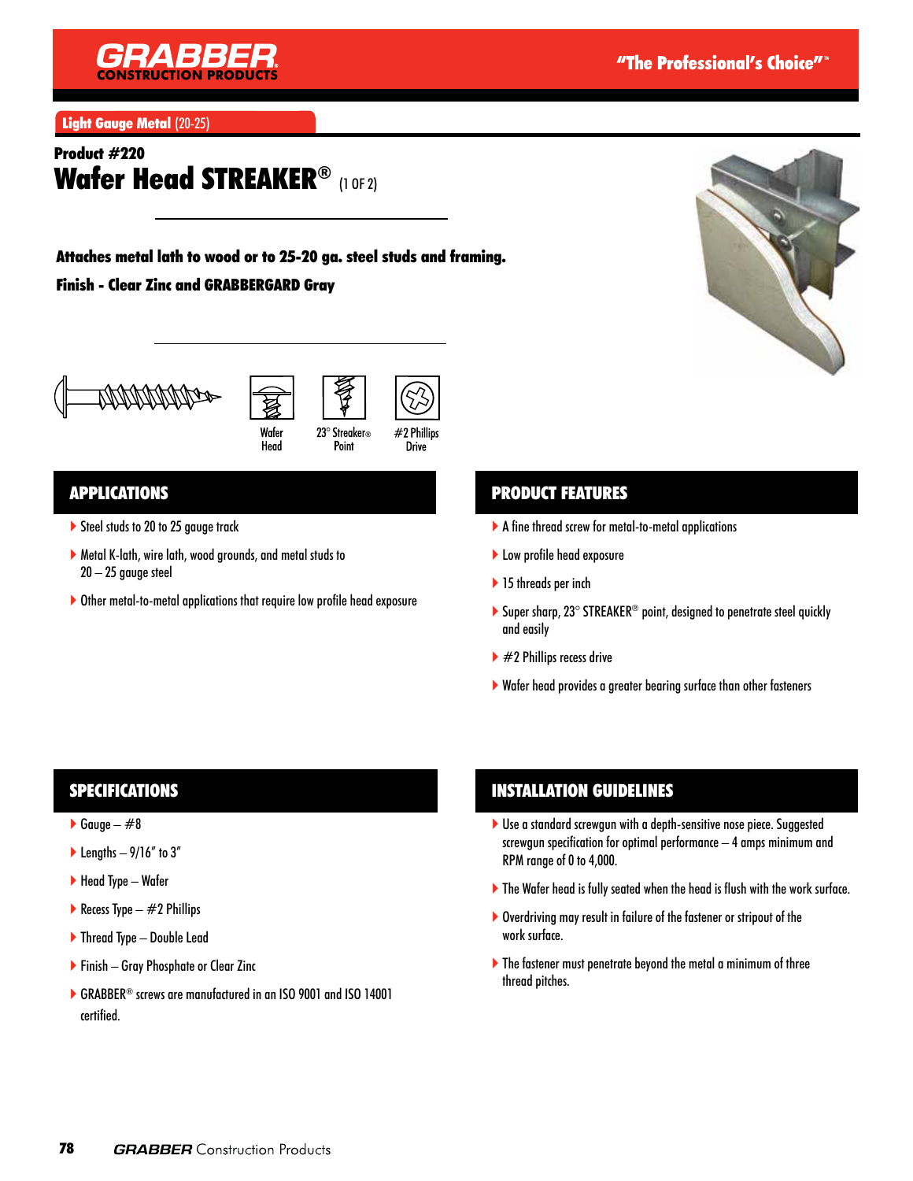Light Gauge Metal (20-25)

## Product #220

# Wafer Head STREAKER® (1 OF 2)

**Attaches metal lath to wood or to 25-20 ga. steel studs and framing.**

**Finish - Clear Zinc and GRABBERGARD Gray**

Wafer Head | 23° Streaker® Point | #2 Phillips Drive

## APPLICATIONS

- Steel studs to 20 to 25 gauge track
- Metal K-lath, wire lath, wood grounds, and metal studs to 20 – 25 gauge steel
- Other metal-to-metal applications that require low profile head exposure

## PRODUCT FEATURES

- A fine thread screw for metal-to-metal applications
- Low profile head exposure
- 15 threads per inch
- Super sharp, 23° STREAKER® point, designed to penetrate steel quickly and easily
- #2 Phillips recess drive
- Wafer head provides a greater bearing surface than other fasteners

## SPECIFICATIONS

- Gauge – #8
- Lengths – 9/16" to 3"
- Head Type – Wafer
- Recess Type – #2 Phillips
- Thread Type – Double Lead
- Finish – Gray Phosphate or Clear Zinc
- GRABBER® screws are manufactured in an ISO 9001 and ISO 14001 certified.

## INSTALLATION GUIDELINES

- Use a standard screwgun with a depth-sensitive nose piece. Suggested screwgun specification for optimal performance – 4 amps minimum and RPM range of 0 to 4,000.
- The Wafer head is fully seated when the head is flush with the work surface.
- Overdriving may result in failure of the fastener or stripout of the work surface.
- The fastener must penetrate beyond the metal a minimum of three thread pitches.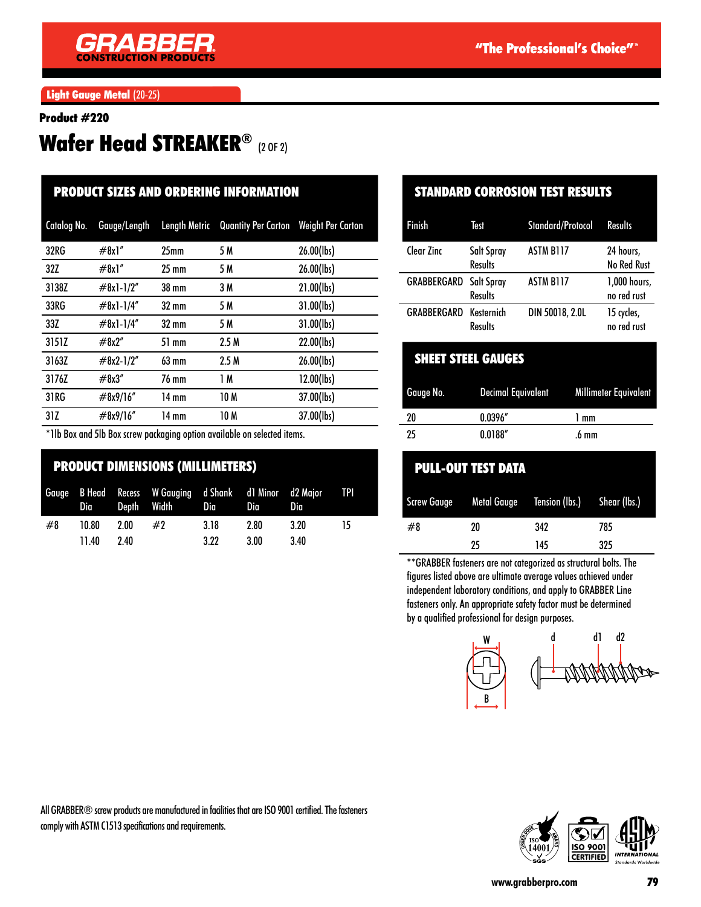Light Gauge Metal (20-25)

**Product #220**

# Wafer Head STREAKER® (2 OF 2)

## PRODUCT SIZES AND ORDERING INFORMATION

| Catalog No. | Gauge/Length | Length Metric | Quantity Per Carton | Weight Per Carton |
|---|---|---|---|---|
| 32RG | #8x1" | 25mm | 5 M | 26.00(lbs) |
| 32Z | #8x1" | 25 mm | 5 M | 26.00(lbs) |
| 3138Z | #8x1-1/2" | 38 mm | 3 M | 21.00(lbs) |
| 33RG | #8x1-1/4" | 32 mm | 5 M | 31.00(lbs) |
| 33Z | #8x1-1/4" | 32 mm | 5 M | 31.00(lbs) |
| 3151Z | #8x2" | 51 mm | 2.5 M | 22.00(lbs) |
| 3163Z | #8x2-1/2" | 63 mm | 2.5 M | 26.00(lbs) |
| 3176Z | #8x3" | 76 mm | 1 M | 12.00(lbs) |
| 31RG | #8x9/16" | 14 mm | 10 M | 37.00(lbs) |
| 31Z | #8x9/16" | 14 mm | 10 M | 37.00(lbs) |

*1lb Box and 5lb Box screw packaging option available on selected items.

## PRODUCT DIMENSIONS (MILLIMETERS)

| Gauge | B Head Dia | Recess Depth | W Gauging Width | d Shank Dia | d1 Minor Dia | d2 Major Dia | TPI |
|---|---|---|---|---|---|---|---|
| #8 | 10.80 | 2.00 | #2 | 3.18 | 2.80 | 3.20 | 15 |
| | 11.40 | 2.40 | | 3.22 | 3.00 | 3.40 | |

## STANDARD CORROSION TEST RESULTS

| Finish | Test | Standard/Protocol | Results |
|---|---|---|---|
| Clear Zinc | Salt Spray Results | ASTM B117 | 24 hours, No Red Rust |
| GRABBERGARD | Salt Spray Results | ASTM B117 | 1,000 hours, no red rust |
| GRABBERGARD | Kesternich Results | DIN 50018, 2.0L | 15 cycles, no red rust |

## SHEET STEEL GAUGES

| Gauge No. | Decimal Equivalent | Millimeter Equivalent |
|---|---|---|
| 20 | 0.0396" | 1 mm |
| 25 | 0.0188" | .6 mm |

## PULL-OUT TEST DATA

| Screw Gauge | Metal Gauge | Tension (lbs.) | Shear (lbs.) |
|---|---|---|---|
| #8 | 20 | 342 | 785 |
| | 25 | 145 | 325 |

**GRABBER fasteners are not categorized as structural bolts. The figures listed above are ultimate average values achieved under independent laboratory conditions, and apply to GRABBER Line fasteners only. An appropriate safety factor must be determined by a qualified professional for design purposes.

W
B
d
d1
d2

All GRABBER® screw products are manufactured in facilities that are ISO 9001 certified. The fasteners comply with ASTM C1513 specifications and requirements.